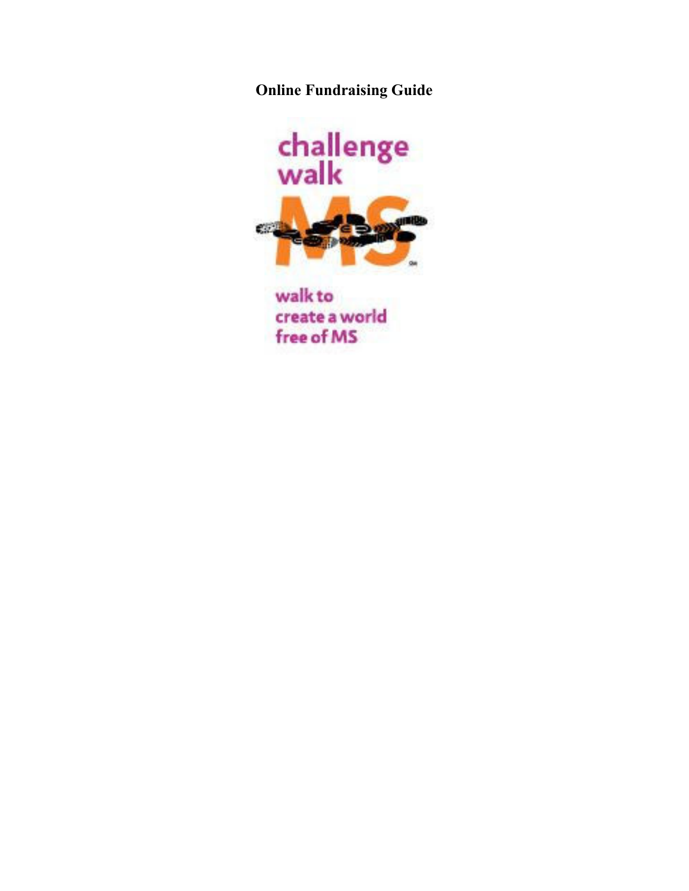# Online Fundraising Guide

challenge walk

MS

walk to create a world free of MS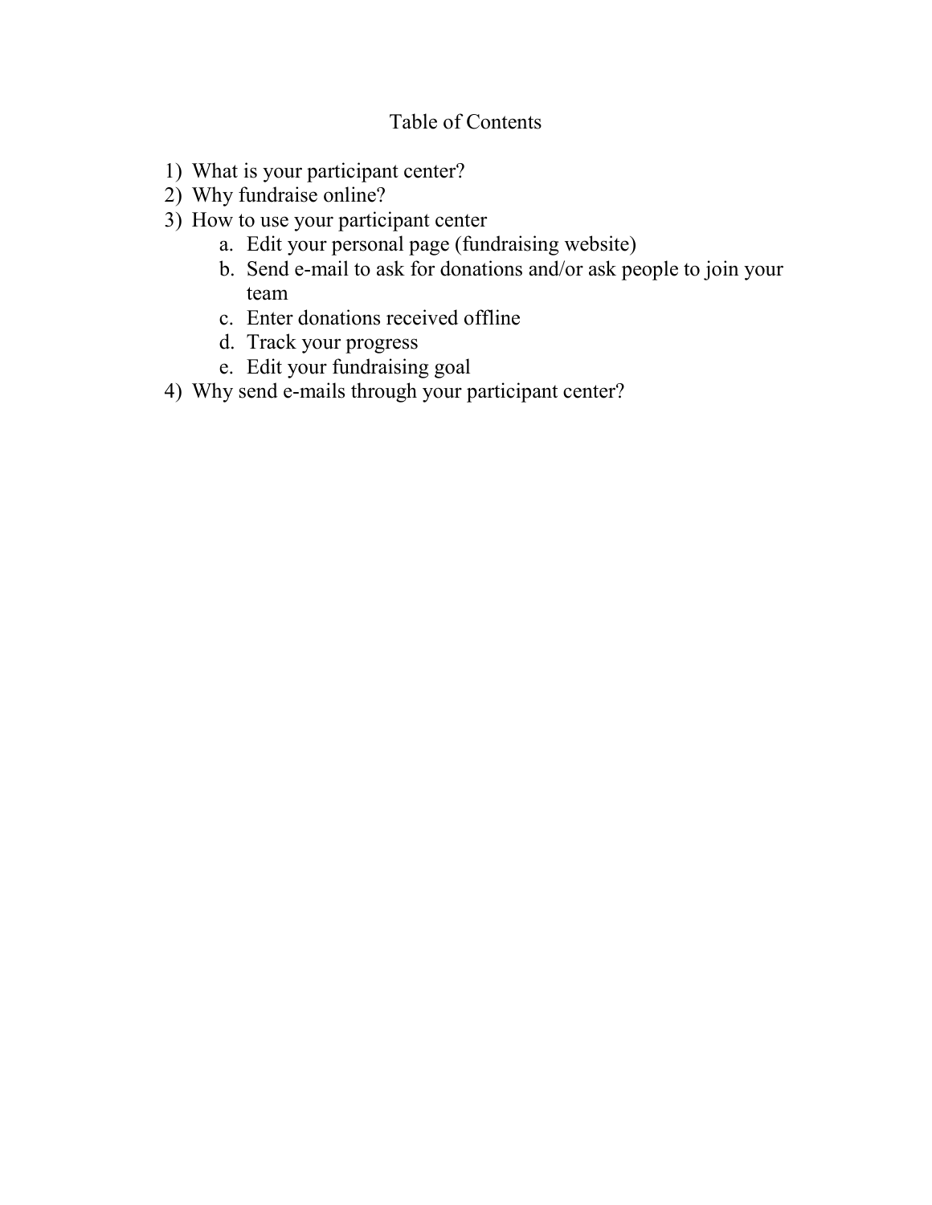# Table of Contents

1) What is your participant center?
2) Why fundraise online?
3) How to use your participant center
    a. Edit your personal page (fundraising website)
    b. Send e-mail to ask for donations and/or ask people to join your team
    c. Enter donations received offline
    d. Track your progress
    e. Edit your fundraising goal
4) Why send e-mails through your participant center?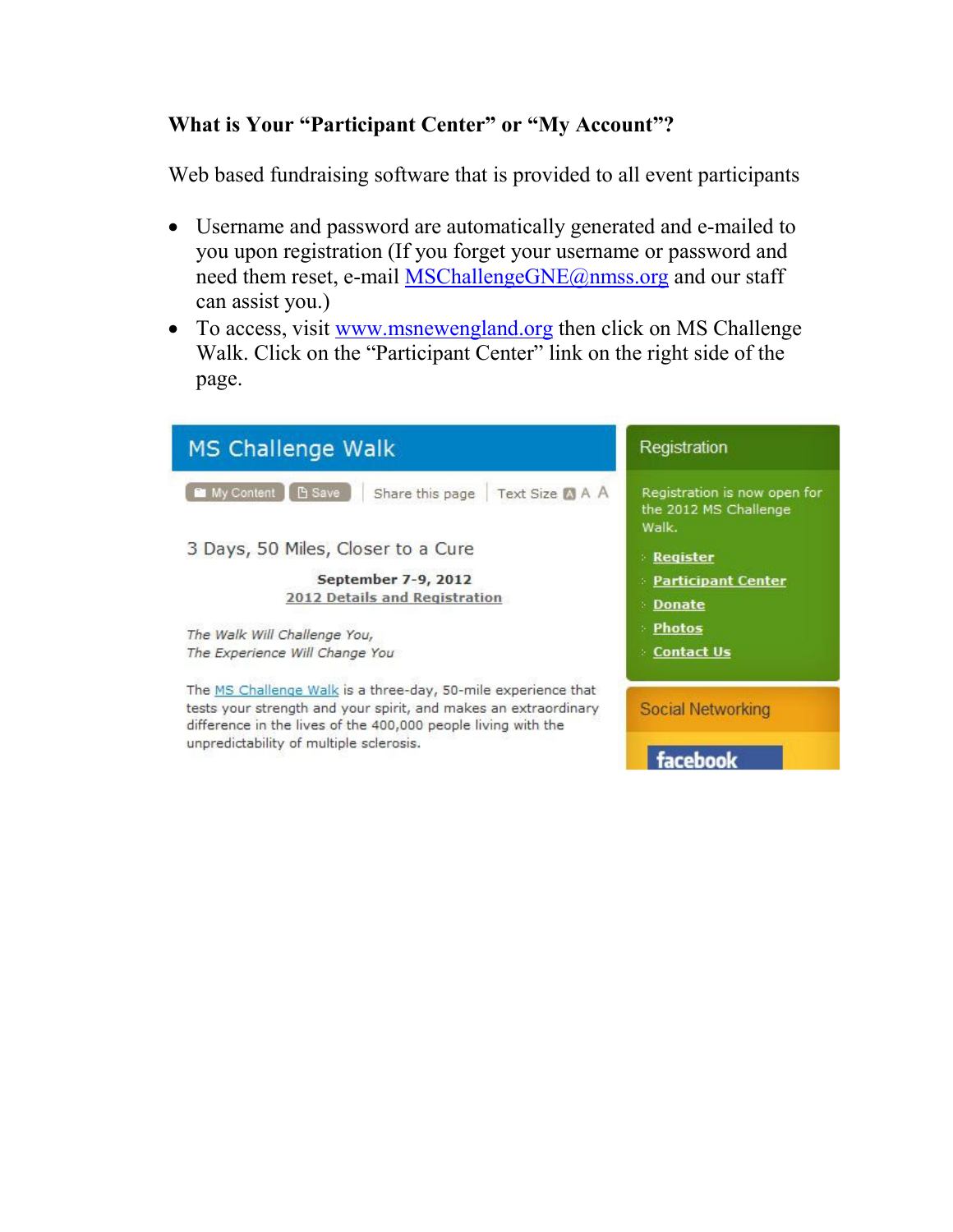**What is Your "Participant Center" or "My Account"?**

Web based fundraising software that is provided to all event participants

- Username and password are automatically generated and e-mailed to you upon registration (If you forget your username or password and need them reset, e-mail MSChallengeGNE@nmss.org and our staff can assist you.)
- To access, visit www.msnewengland.org then click on MS Challenge Walk. Click on the "Participant Center" link on the right side of the page.

MS Challenge Walk

My Content | Save | Share this page | Text Size A A A

3 Days, 50 Miles, Closer to a Cure

**September 7-9, 2012**
2012 Details and Registration

*The Walk Will Challenge You,*
*The Experience Will Change You*

The MS Challenge Walk is a three-day, 50-mile experience that tests your strength and your spirit, and makes an extraordinary difference in the lives of the 400,000 people living with the unpredictability of multiple sclerosis.

Registration

Registration is now open for the 2012 MS Challenge Walk.

- Register
- Participant Center
- Donate
- Photos
- Contact Us

Social Networking

facebook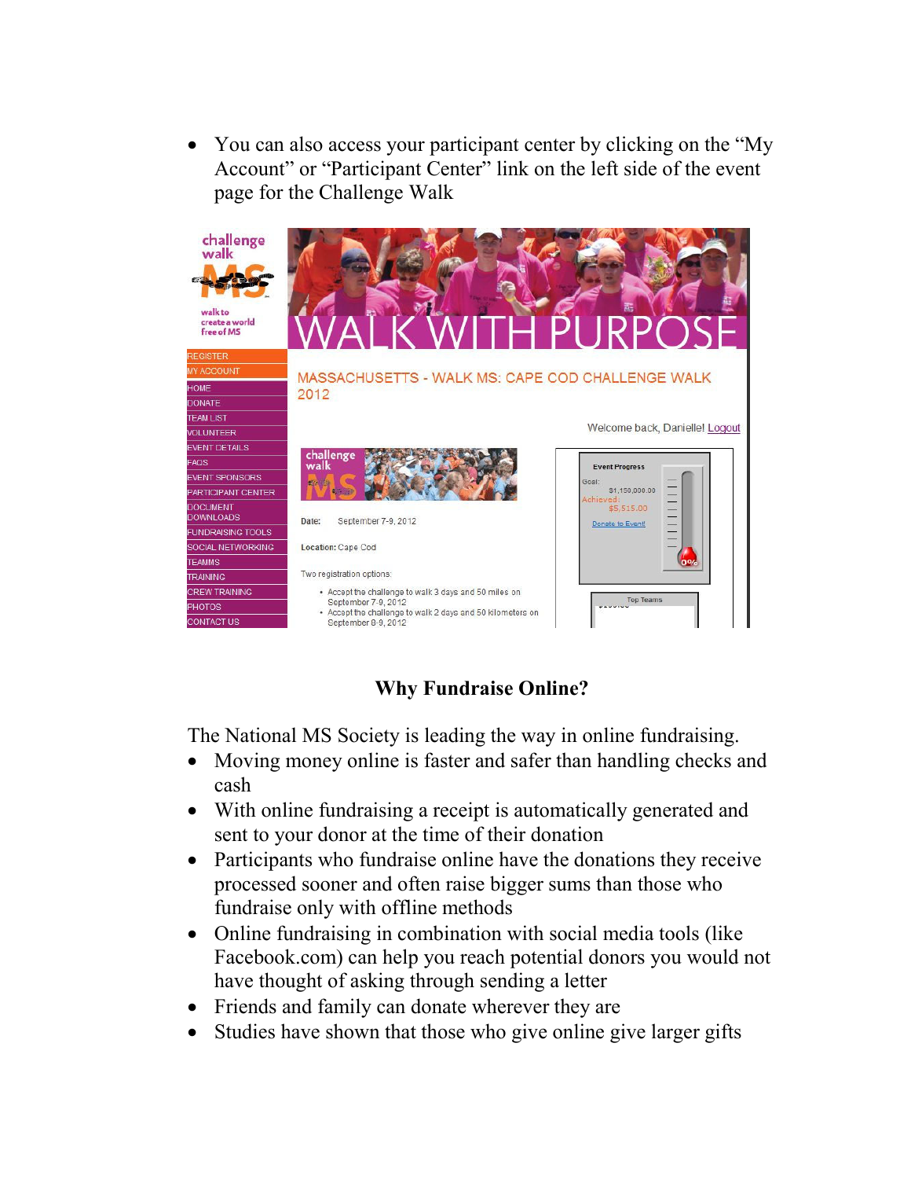- You can also access your participant center by clicking on the "My Account" or "Participant Center" link on the left side of the event page for the Challenge Walk

### Why Fundraise Online?

The National MS Society is leading the way in online fundraising.

- Moving money online is faster and safer than handling checks and cash
- With online fundraising a receipt is automatically generated and sent to your donor at the time of their donation
- Participants who fundraise online have the donations they receive processed sooner and often raise bigger sums than those who fundraise only with offline methods
- Online fundraising in combination with social media tools (like Facebook.com) can help you reach potential donors you would not have thought of asking through sending a letter
- Friends and family can donate wherever they are
- Studies have shown that those who give online give larger gifts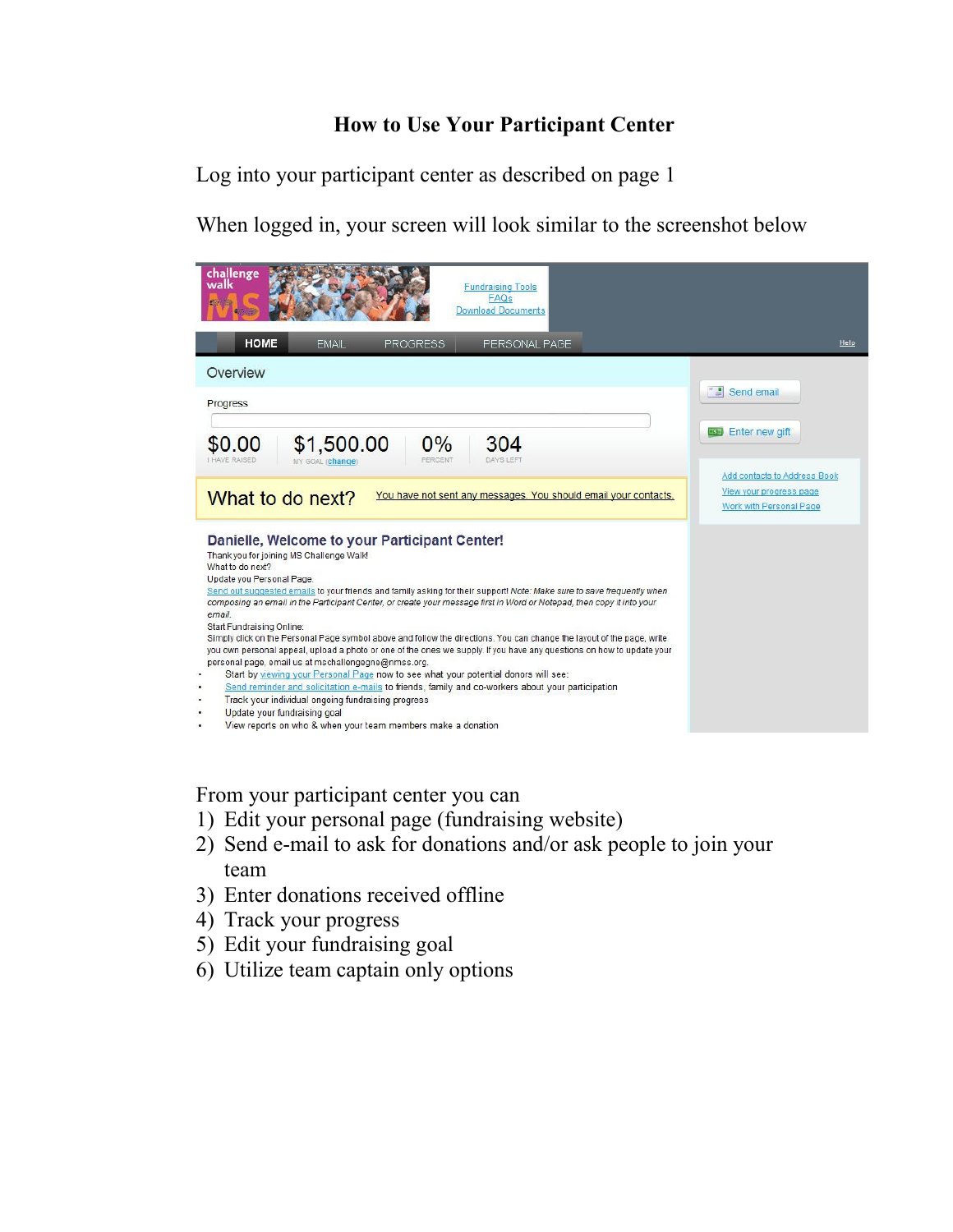# How to Use Your Participant Center

Log into your participant center as described on page 1

When logged in, your screen will look similar to the screenshot below

challenge walk MS

Fundraising Tools
FAQs
Download Documents

HOME | EMAIL | PROGRESS | PERSONAL PAGE | Help

Overview

Progress

$0.00 I HAVE RAISED | $1,500.00 MY GOAL (change) | 0% PERCENT | 304 DAYS LEFT

What to do next? You have not sent any messages. You should email your contacts.

Send email

Enter new gift

Add contacts to Address Book
View your progress page
Work with Personal Page

**Danielle, Welcome to your Participant Center!**

Thank you for joining MS Challenge Walk!
What to do next?
Update you Personal Page.
Send out suggested emails to your friends and family asking for their support! *Note: Make sure to save frequently when composing an email in the Participant Center, or create your message first in Word or Notepad, then copy it into your email.*
Start Fundraising Online:
Simply click on the Personal Page symbol above and follow the directions. You can change the layout of the page, write you own personal appeal, upload a photo or one of the ones we supply. If you have any questions on how to update your personal page, email us at mschallengegne@nmss.org.

- Start by viewing your Personal Page now to see what your potential donors will see:
- Send reminder and solicitation e-mails to friends, family and co-workers about your participation
- Track your individual ongoing fundraising progress
- Update your fundraising goal
- View reports on who & when your team members make a donation

From your participant center you can

1) Edit your personal page (fundraising website)
2) Send e-mail to ask for donations and/or ask people to join your team
3) Enter donations received offline
4) Track your progress
5) Edit your fundraising goal
6) Utilize team captain only options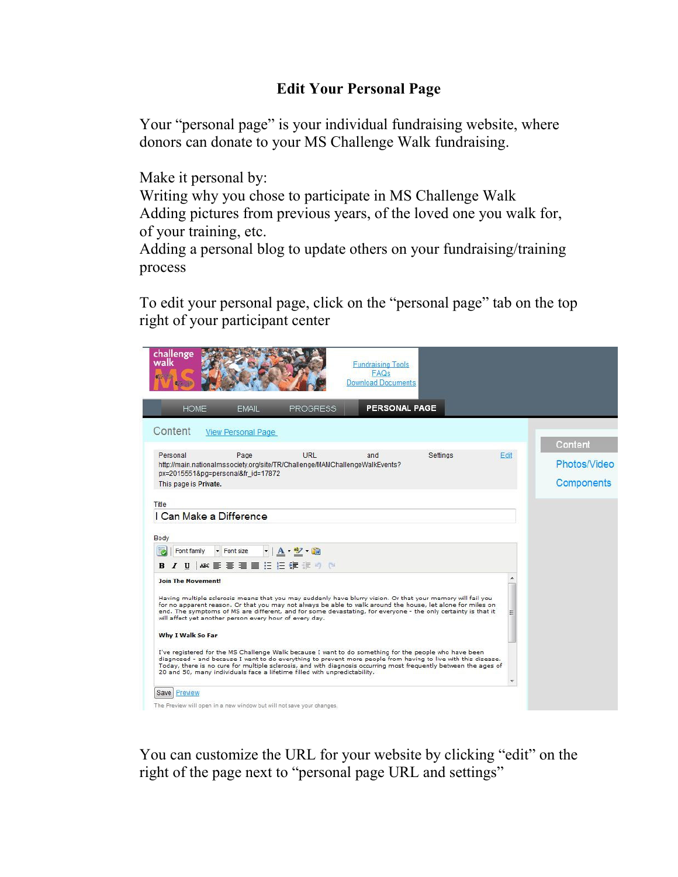# Edit Your Personal Page

Your "personal page" is your individual fundraising website, where donors can donate to your MS Challenge Walk fundraising.

Make it personal by:
Writing why you chose to participate in MS Challenge Walk
Adding pictures from previous years, of the loved one you walk for, of your training, etc.
Adding a personal blog to update others on your fundraising/training process

To edit your personal page, click on the "personal page" tab on the top right of your participant center

challenge walk MS

Fundraising Tools
FAQs
Download Documents

HOME EMAIL PROGRESS **PERSONAL PAGE**

Content View Personal Page

Personal Page URL and Settings Edit
http://main.nationalmssociety.org/site/TR/Challenge/MAMChallengeWalkEvents?px=2015551&pg=personal&fr_id=17872
This page is **Private.**

Title
I Can Make a Difference

Body

**Join The Movement!**

Having multiple sclerosis means that you may suddenly have blurry vision. Or that your memory will fail you for no apparent reason. Or that you may not always be able to walk around the house, let alone for miles on end. The symptoms of MS are different, and for some devastating, for everyone - the only certainty is that it will affect yet another person every hour of every day.

**Why I Walk So Far**

I've registered for the MS Challenge Walk because I want to do something for the people who have been diagnosed - and because I want to do everything to prevent more people from having to live with this disease. Today, there is no cure for multiple sclerosis, and with diagnosis occurring most frequently between the ages of 20 and 50, many individuals face a lifetime filled with unpredictability.

Save Preview

The Preview will open in a new window but will not save your changes.

Content
Photos/Video
Components

You can customize the URL for your website by clicking "edit" on the right of the page next to "personal page URL and settings"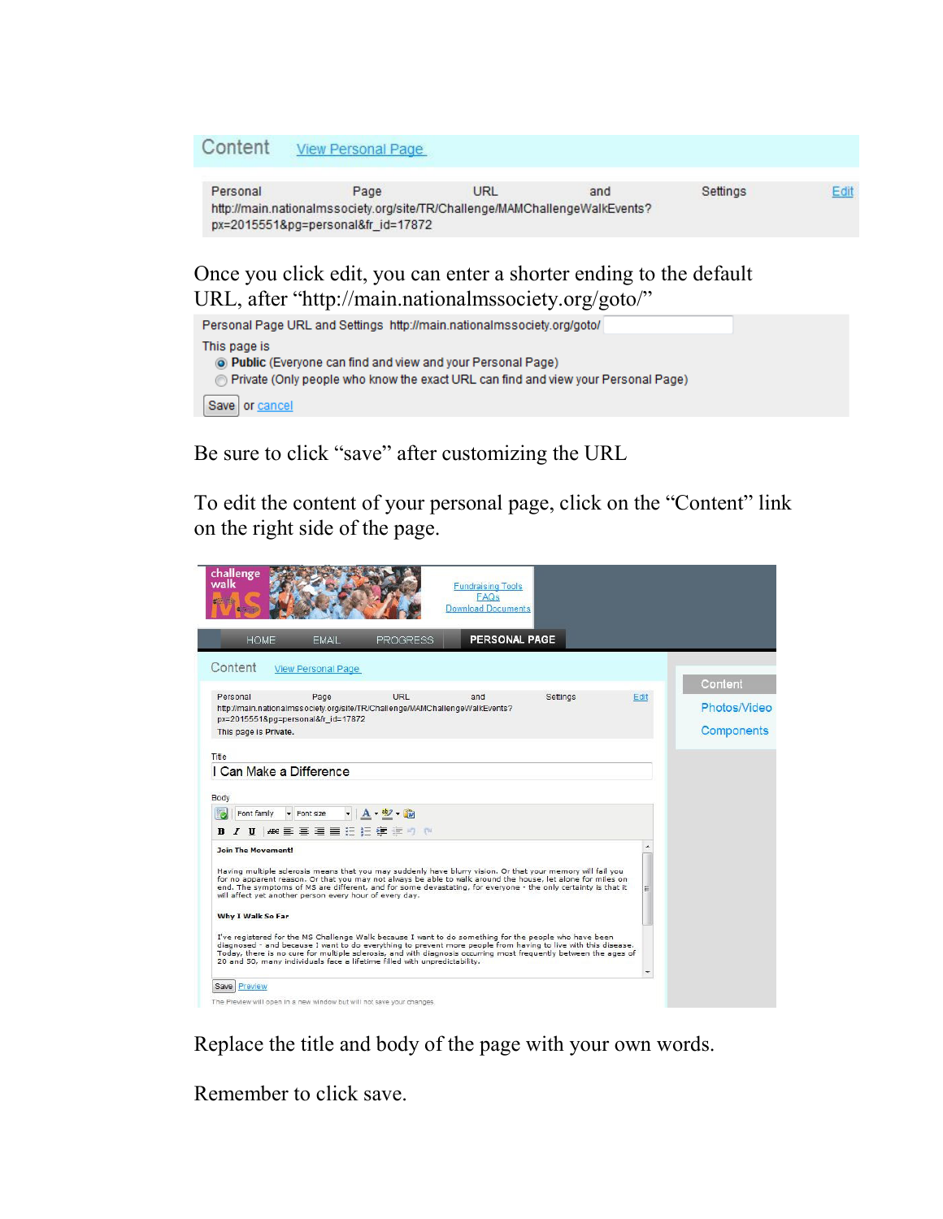Content View Personal Page

Personal Page URL and Settings Edit
http://main.nationalmssociety.org/site/TR/Challenge/MAMChallengeWalkEvents?px=2015551&pg=personal&fr_id=17872

Once you click edit, you can enter a shorter ending to the default URL, after "http://main.nationalmssociety.org/goto/"

Personal Page URL and Settings http://main.nationalmssociety.org/goto/

This page is
- Public (Everyone can find and view and your Personal Page)
- Private (Only people who know the exact URL can find and view your Personal Page)

Save or cancel

Be sure to click "save" after customizing the URL

To edit the content of your personal page, click on the "Content" link on the right side of the page.

challenge walk MS

Fundraising Tools
FAQs
Download Documents

HOME EMAIL PROGRESS PERSONAL PAGE

Content View Personal Page

Personal Page URL and Settings Edit
http://main.nationalmssociety.org/site/TR/Challenge/MAMChallengeWalkEvents?px=2015551&pg=personal&fr_id=17872
This page is Private.

Content
Photos/Video
Components

Title
I Can Make a Difference

Body

**Join The Movement!**

Having multiple sclerosis means that you may suddenly have blurry vision. Or that your memory will fail you for no apparent reason. Or that you may not always be able to walk around the house, let alone for miles on end. The symptoms of MS are different, and for some devastating, for everyone - the only certainty is that it will affect yet another person every hour of every day.

**Why I Walk So Far**

I've registered for the MS Challenge Walk because I want to do something for the people who have been diagnosed - and because I want to do everything to prevent more people from having to live with this disease. Today, there is no cure for multiple sclerosis, and with diagnosis occurring most frequently between the ages of 20 and 50, many individuals face a lifetime filled with unpredictability.

Save Preview

The Preview will open in a new window but will not save your changes.

Replace the title and body of the page with your own words.

Remember to click save.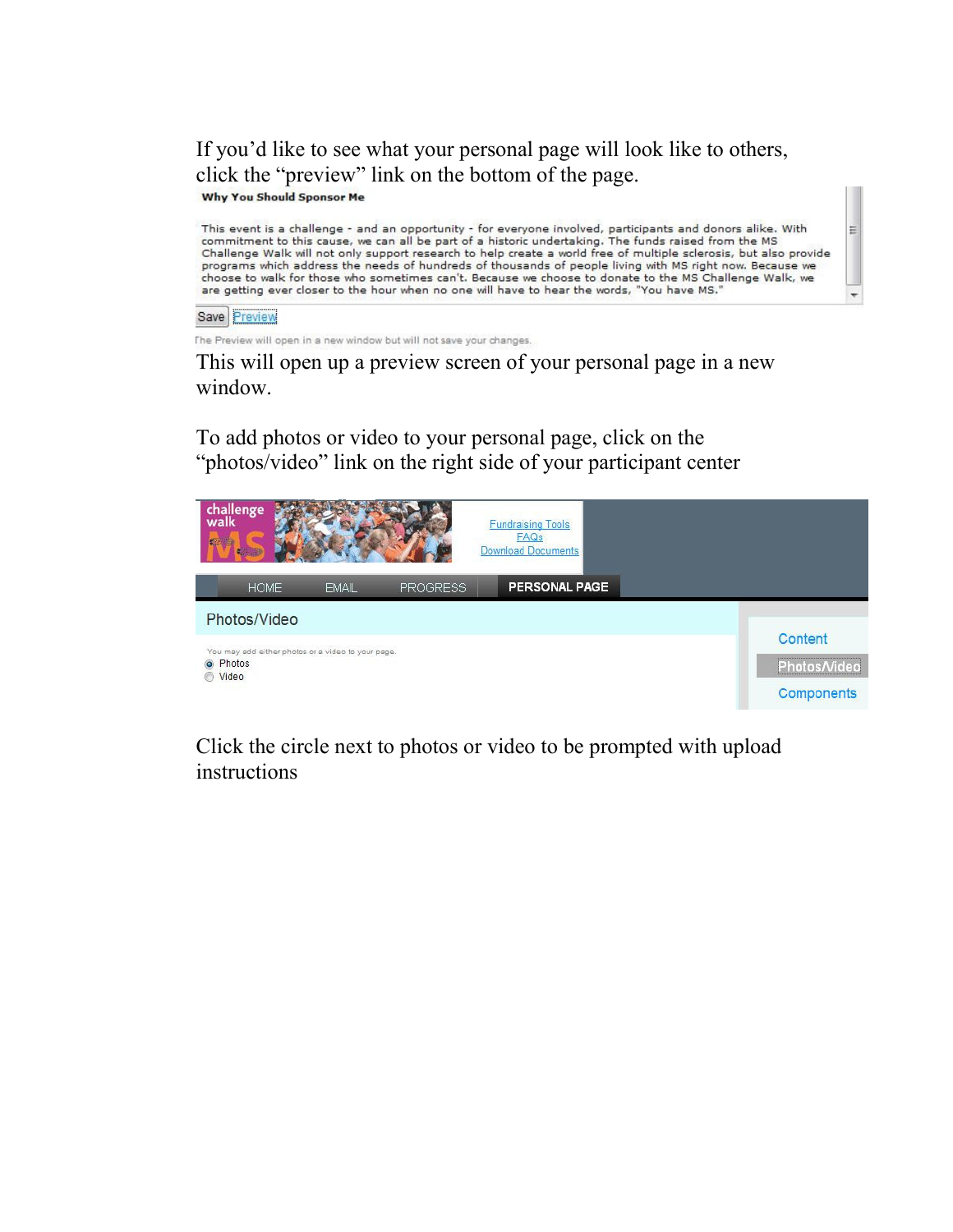If you'd like to see what your personal page will look like to others, click the "preview" link on the bottom of the page.

**Why You Should Sponsor Me**

This event is a challenge - and an opportunity - for everyone involved, participants and donors alike. With commitment to this cause, we can all be part of a historic undertaking. The funds raised from the MS Challenge Walk will not only support research to help create a world free of multiple sclerosis, but also provide programs which address the needs of hundreds of thousands of people living with MS right now. Because we choose to walk for those who sometimes can't. Because we choose to donate to the MS Challenge Walk, we are getting ever closer to the hour when no one will have to hear the words, "You have MS."

Save Preview

The Preview will open in a new window but will not save your changes.

This will open up a preview screen of your personal page in a new window.

To add photos or video to your personal page, click on the "photos/video" link on the right side of your participant center

challenge walk MS

Fundraising Tools
FAQs
Download Documents

HOME EMAIL PROGRESS PERSONAL PAGE

Photos/Video

You may add either photos or a video to your page.

- Photos
- Video

Content
Photos/Video
Components

Click the circle next to photos or video to be prompted with upload instructions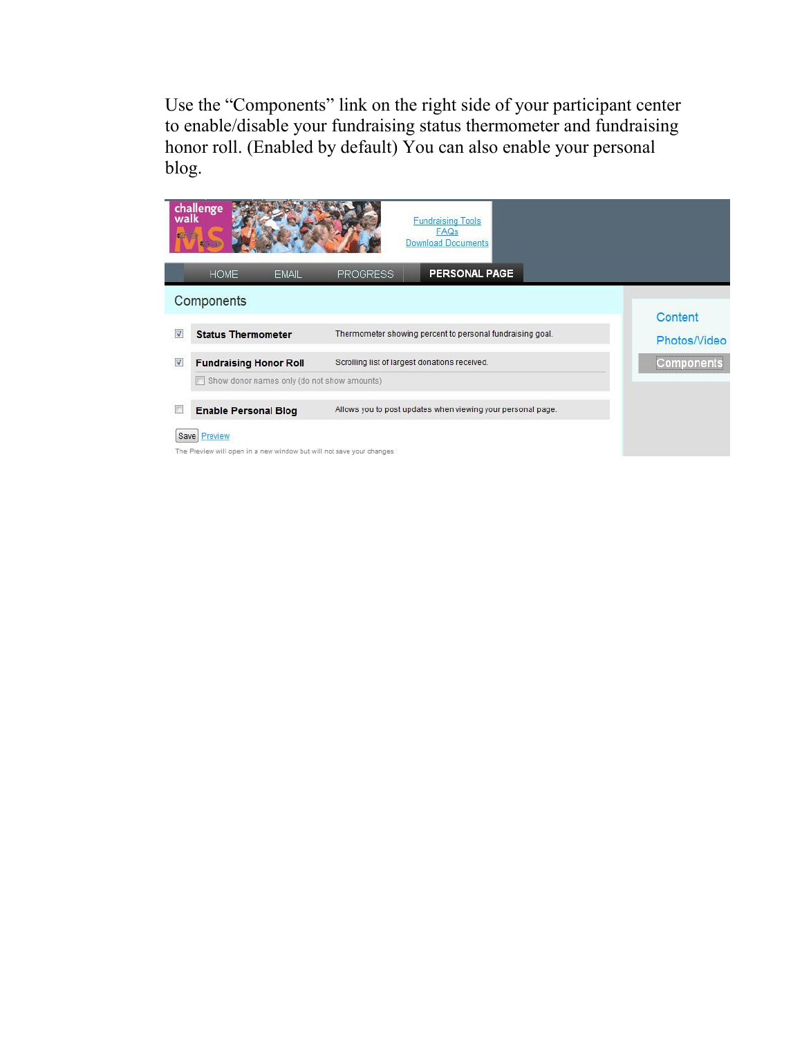Use the "Components" link on the right side of your participant center to enable/disable your fundraising status thermometer and fundraising honor roll. (Enabled by default) You can also enable your personal blog.

challenge walk MS

Fundraising Tools
FAQs
Download Documents

HOME EMAIL PROGRESS **PERSONAL PAGE**

Components

| | | |
|---|---|---|
| ☑ | **Status Thermometer** | Thermometer showing percent to personal fundraising goal. |
| ☑ | **Fundraising Honor Roll** | Scrolling list of largest donations received. |
| | ☐ Show donor names only (do not show amounts) | |
| ☐ | **Enable Personal Blog** | Allows you to post updates when viewing your personal page. |

Save Preview

The Preview will open in a new window but will not save your changes.

Content
Photos/Video
Components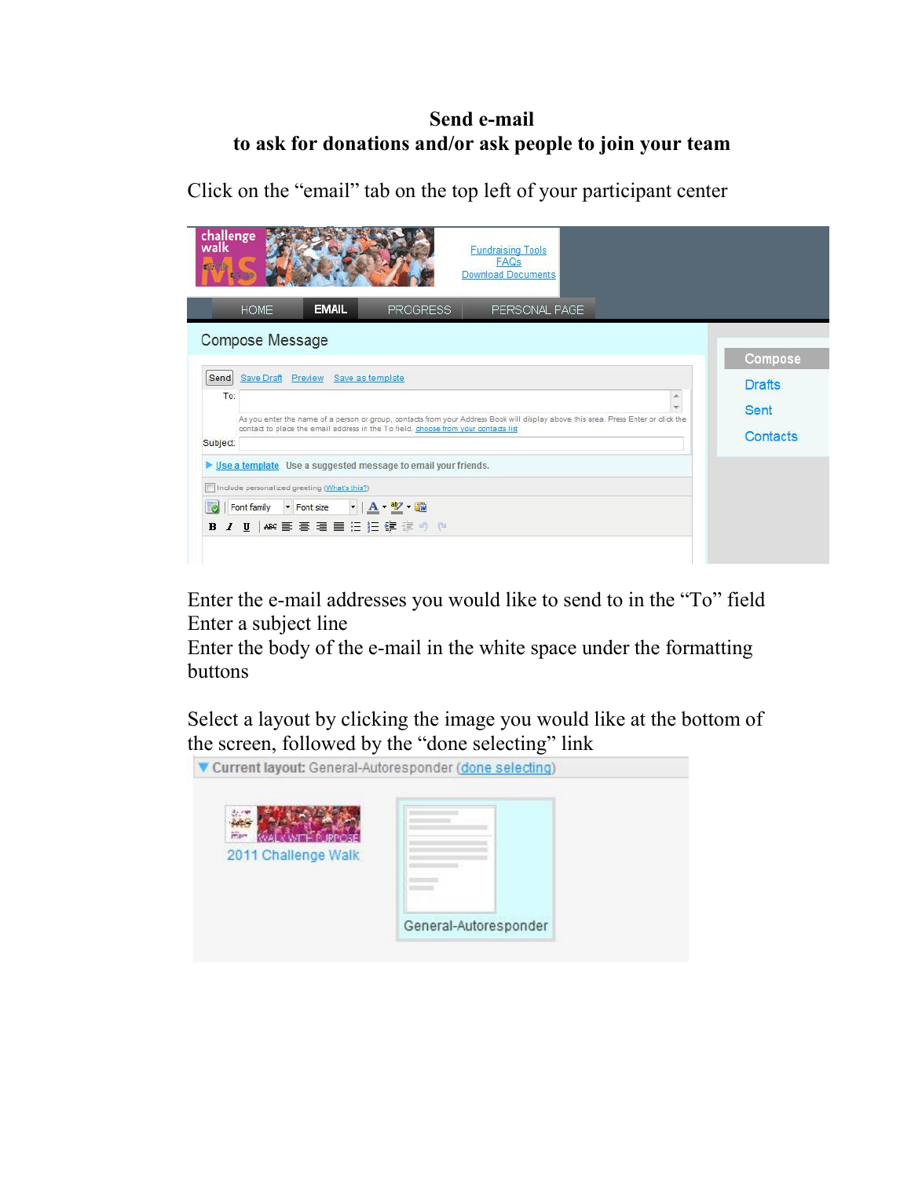**Send e-mail**
**to ask for donations and/or ask people to join your team**

Click on the "email" tab on the top left of your participant center

Enter the e-mail addresses you would like to send to in the "To" field
Enter a subject line
Enter the body of the e-mail in the white space under the formatting buttons

Select a layout by clicking the image you would like at the bottom of the screen, followed by the "done selecting" link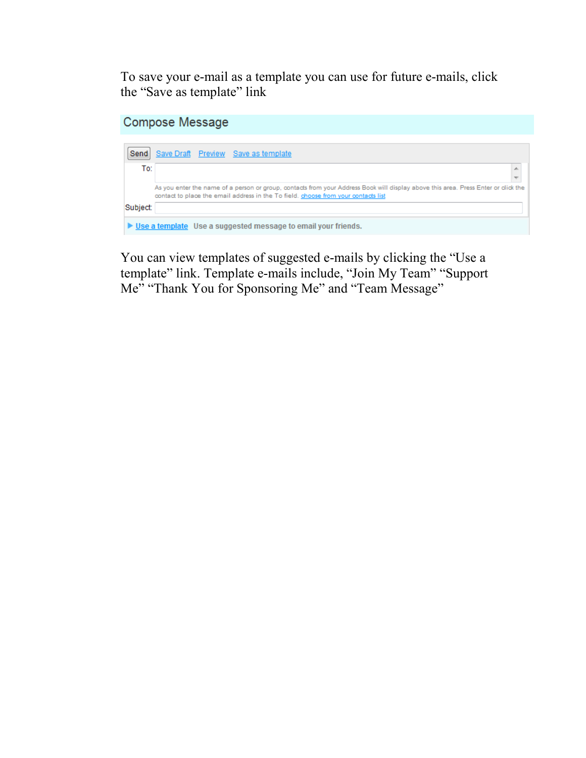To save your e-mail as a template you can use for future e-mails, click the “Save as template” link

Compose Message

Send Save Draft Preview Save as template

To:

As you enter the name of a person or group, contacts from your Address Book will display above this area. Press Enter or click the contact to place the email address in the To field. choose from your contacts list

Subject:

▶ Use a template Use a suggested message to email your friends.

You can view templates of suggested e-mails by clicking the “Use a template” link. Template e-mails include, “Join My Team” “Support Me” “Thank You for Sponsoring Me” and “Team Message”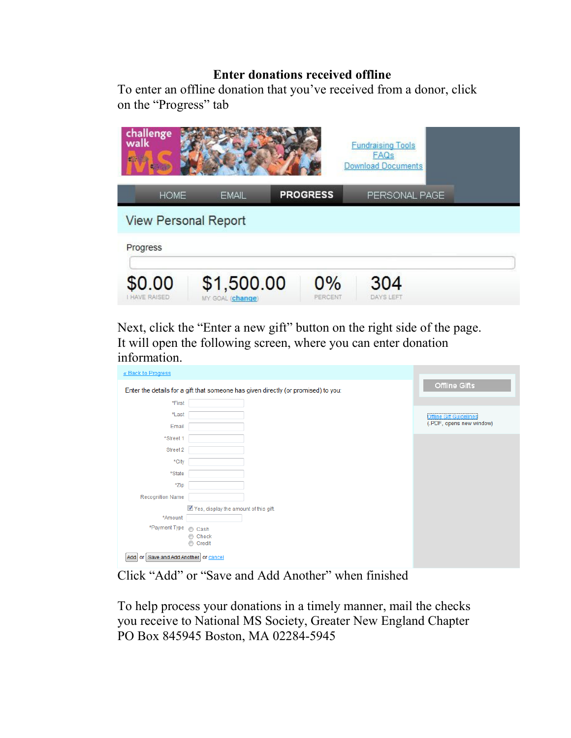# Enter donations received offline

To enter an offline donation that you've received from a donor, click on the "Progress" tab

Next, click the "Enter a new gift" button on the right side of the page. It will open the following screen, where you can enter donation information.

Click "Add" or "Save and Add Another" when finished

To help process your donations in a timely manner, mail the checks you receive to National MS Society, Greater New England Chapter PO Box 845945 Boston, MA 02284-5945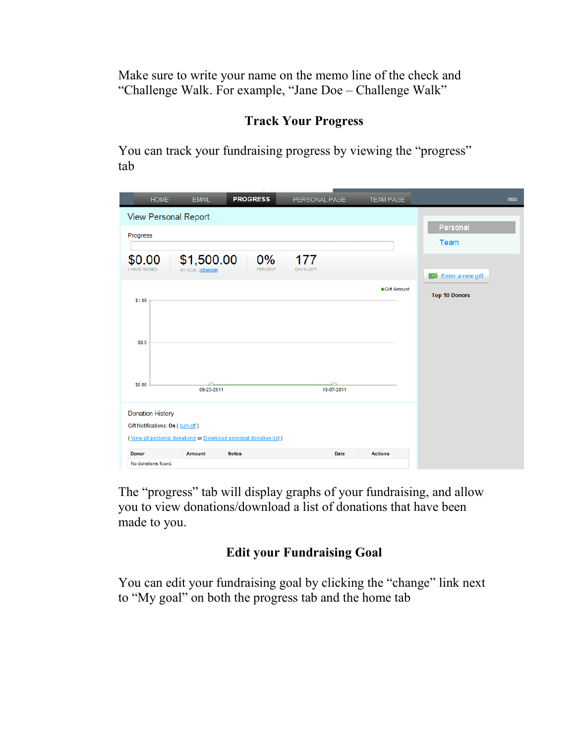Make sure to write your name on the memo line of the check and "Challenge Walk. For example, "Jane Doe – Challenge Walk"

## Track Your Progress

You can track your fundraising progress by viewing the "progress" tab

HOME EMAIL PROGRESS PERSONAL PAGE TEAM PAGE Help

View Personal Report

Progress

$0.00 I HAVE RAISED | $1,500.00 MY GOAL (change) | 0% PERCENT | 177 DAYS LEFT

Gift Amount

$1.00
$0.5
$0.00
09-23-2011 10-07-2011

Personal
Team

Enter a new gift

Top 10 Donors

Donation History

Gift Notifications: On ( turn off )

( View all personal donations or Download personal donation list )

| Donor | Amount | Notes | Date | Actions |
|---|---|---|---|---|
| No donations found. | | | | |

The "progress" tab will display graphs of your fundraising, and allow you to view donations/download a list of donations that have been made to you.

## Edit your Fundraising Goal

You can edit your fundraising goal by clicking the "change" link next to "My goal" on both the progress tab and the home tab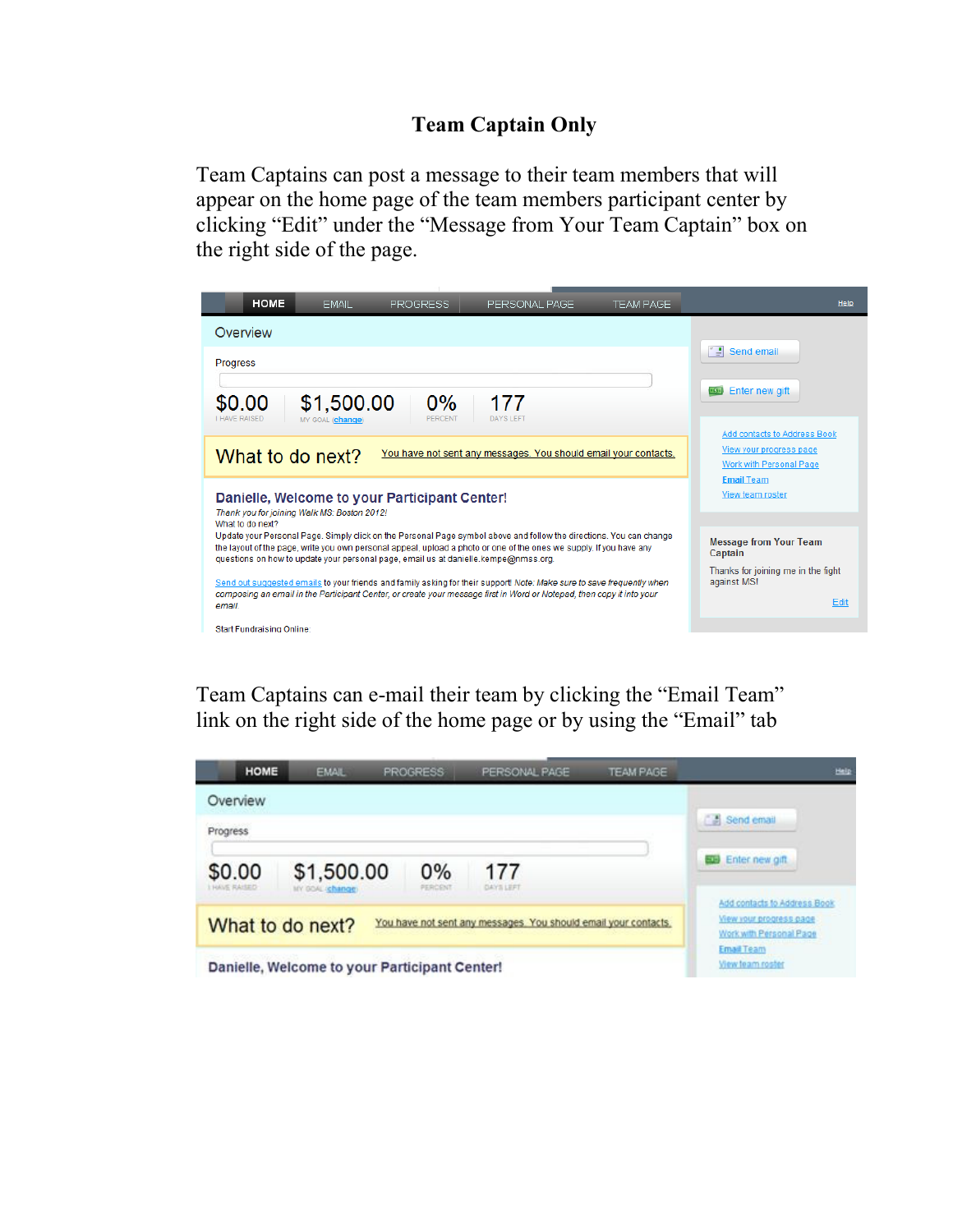# Team Captain Only

Team Captains can post a message to their team members that will appear on the home page of the team members participant center by clicking "Edit" under the "Message from Your Team Captain" box on the right side of the page.

Team Captains can e-mail their team by clicking the "Email Team" link on the right side of the home page or by using the "Email" tab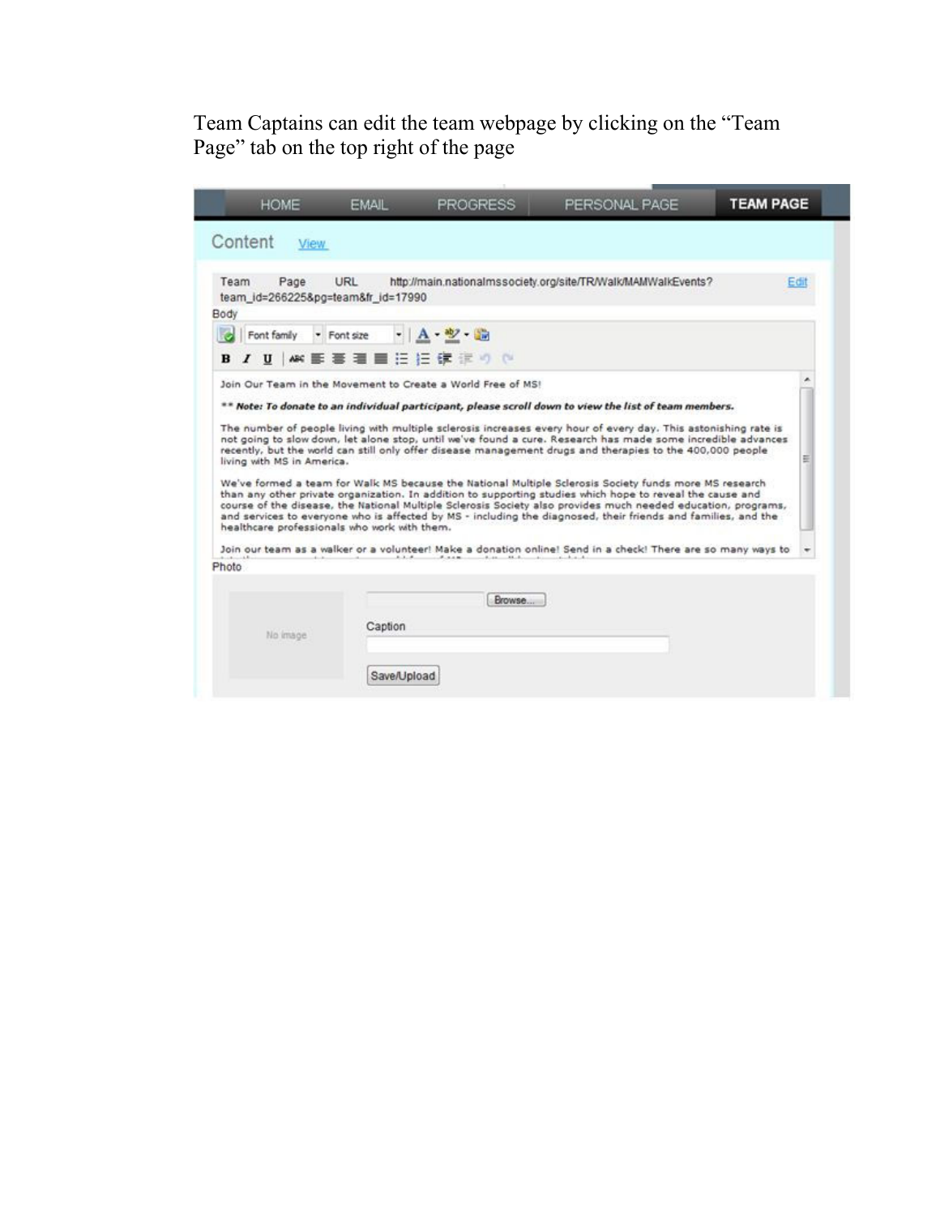Team Captains can edit the team webpage by clicking on the "Team Page" tab on the top right of the page

HOME | EMAIL | PROGRESS | PERSONAL PAGE | **TEAM PAGE**

Content View

Team Page URL http://main.nationalmssociety.org/site/TR/Walk/MAMWalkEvents?team_id=266225&pg=team&fr_id=17990 Edit

Body

Join Our Team in the Movement to Create a World Free of MS!

***** Note: To donate to an individual participant, please scroll down to view the list of team members.***

The number of people living with multiple sclerosis increases every hour of every day. This astonishing rate is not going to slow down, let alone stop, until we've found a cure. Research has made some incredible advances recently, but the world can still only offer disease management drugs and therapies to the 400,000 people living with MS in America.

We've formed a team for Walk MS because the National Multiple Sclerosis Society funds more MS research than any other private organization. In addition to supporting studies which hope to reveal the cause and course of the disease, the National Multiple Sclerosis Society also provides much needed education, programs, and services to everyone who is affected by MS - including the diagnosed, their friends and families, and the healthcare professionals who work with them.

Join our team as a walker or a volunteer! Make a donation online! Send in a check! There are so many ways to

Photo

No image

Browse...

Caption

Save/Upload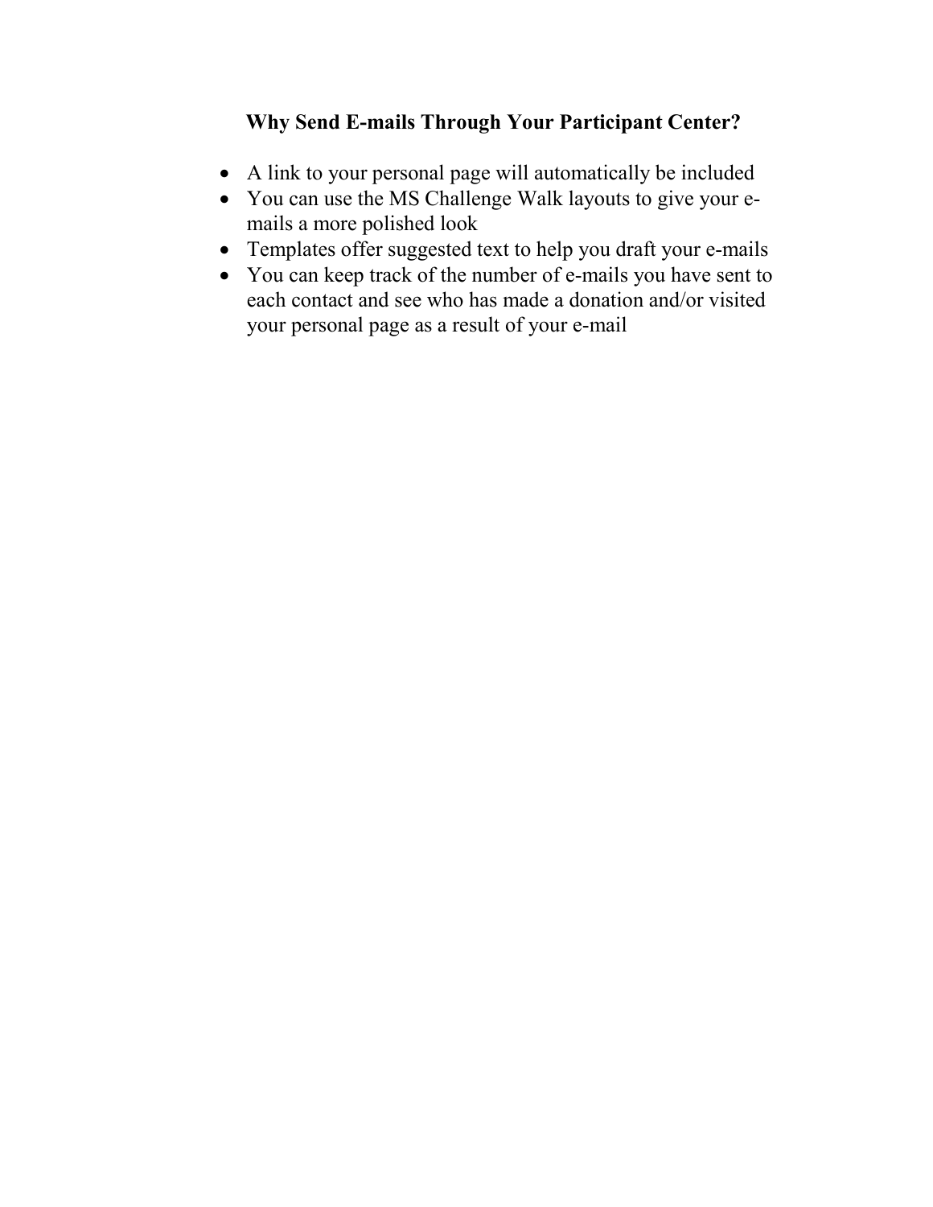### Why Send E-mails Through Your Participant Center?

- A link to your personal page will automatically be included
- You can use the MS Challenge Walk layouts to give your e-mails a more polished look
- Templates offer suggested text to help you draft your e-mails
- You can keep track of the number of e-mails you have sent to each contact and see who has made a donation and/or visited your personal page as a result of your e-mail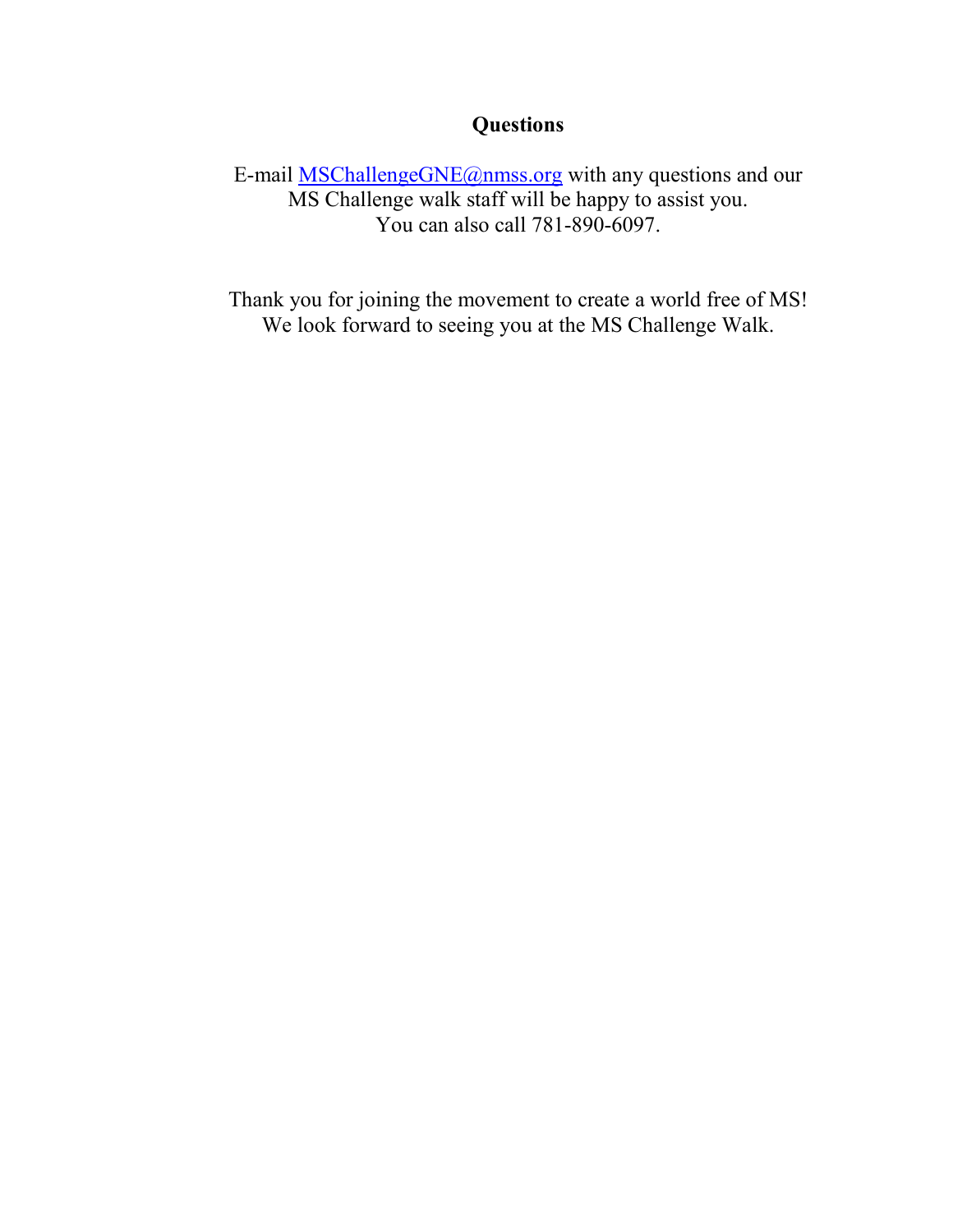## Questions

E-mail MSChallengeGNE@nmss.org with any questions and our MS Challenge walk staff will be happy to assist you. You can also call 781-890-6097.

Thank you for joining the movement to create a world free of MS! We look forward to seeing you at the MS Challenge Walk.